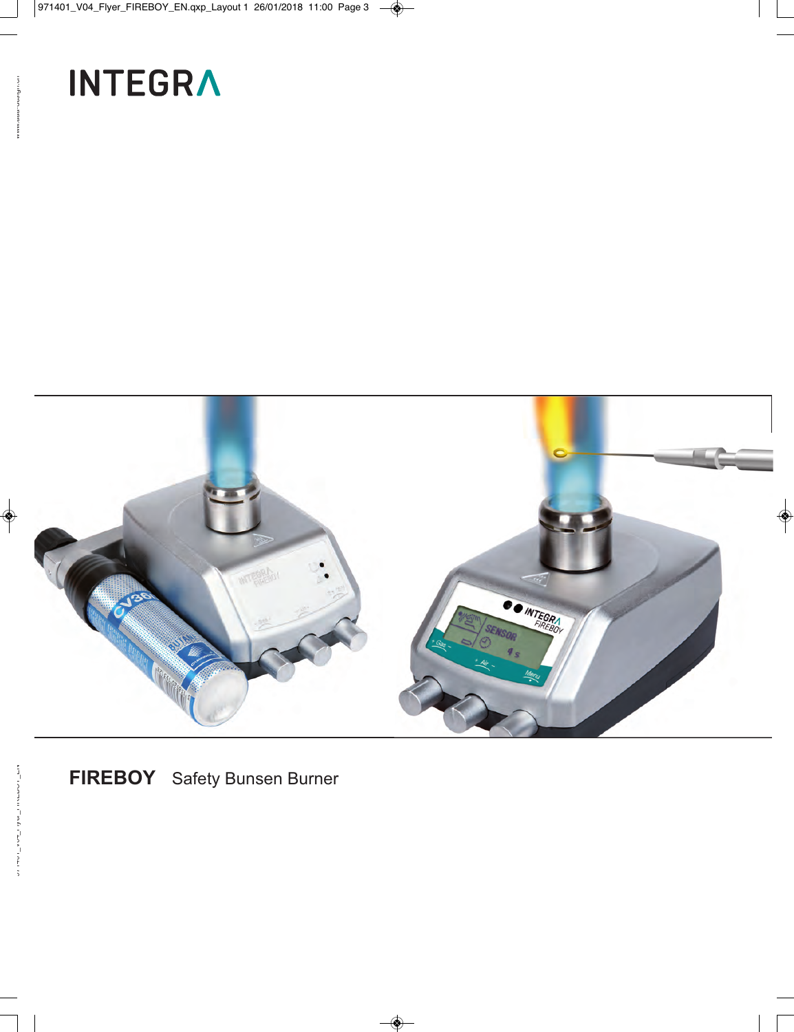INTEGRA

**FIREBOY** Safety Bunsen Burner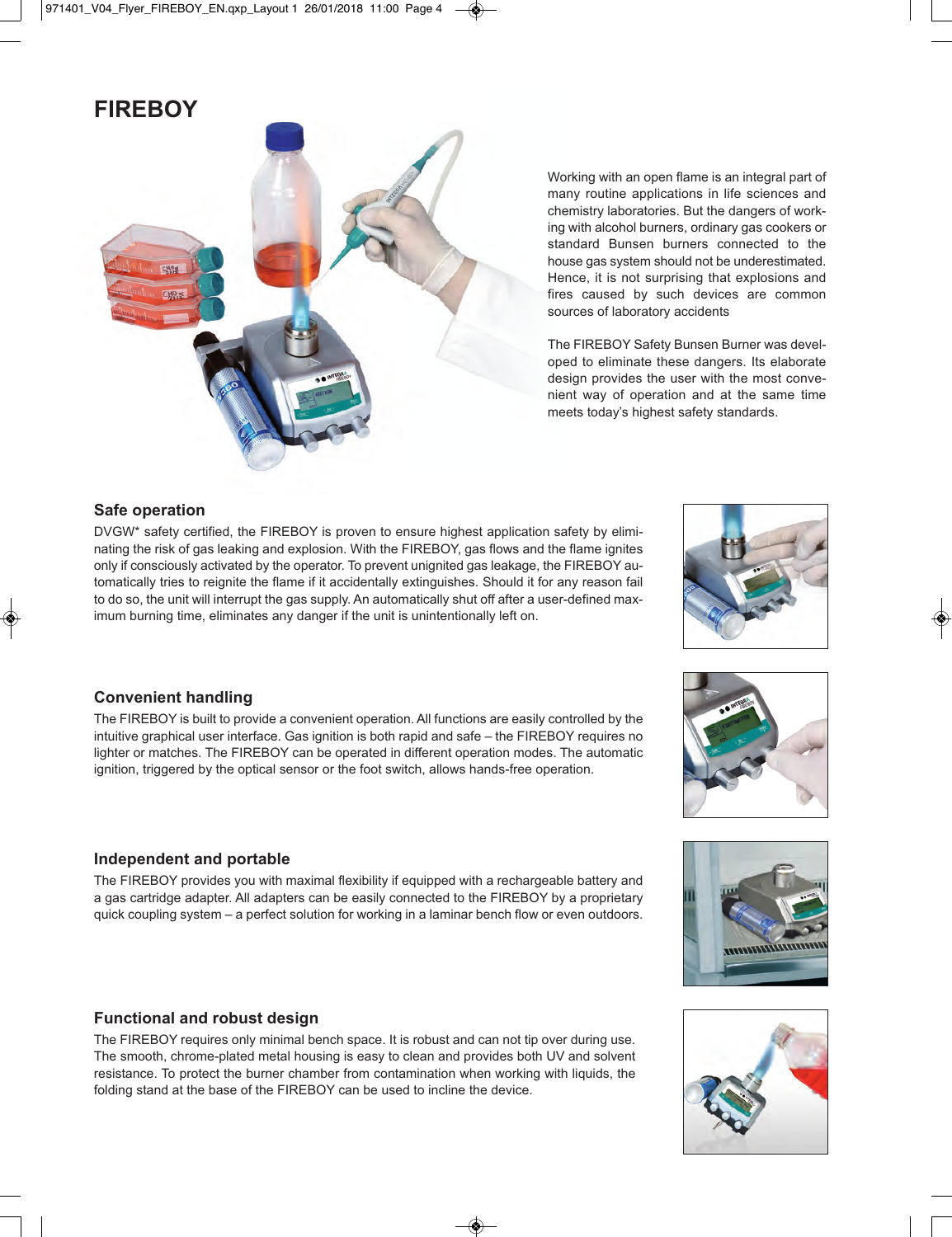# FIREBOY

Working with an open flame is an integral part of many routine applications in life sciences and chemistry laboratories. But the dangers of working with alcohol burners, ordinary gas cookers or standard Bunsen burners connected to the house gas system should not be underestimated. Hence, it is not surprising that explosions and fires caused by such devices are common sources of laboratory accidents

The FIREBOY Safety Bunsen Burner was developed to eliminate these dangers. Its elaborate design provides the user with the most convenient way of operation and at the same time meets today's highest safety standards.

## Safe operation

DVGW* safety certified, the FIREBOY is proven to ensure highest application safety by eliminating the risk of gas leaking and explosion. With the FIREBOY, gas flows and the flame ignites only if consciously activated by the operator. To prevent unignited gas leakage, the FIREBOY automatically tries to reignite the flame if it accidentally extinguishes. Should it for any reason fail to do so, the unit will interrupt the gas supply. An automatically shut off after a user-defined maximum burning time, eliminates any danger if the unit is unintentionally left on.

## Convenient handling

The FIREBOY is built to provide a convenient operation. All functions are easily controlled by the intuitive graphical user interface. Gas ignition is both rapid and safe – the FIREBOY requires no lighter or matches. The FIREBOY can be operated in different operation modes. The automatic ignition, triggered by the optical sensor or the foot switch, allows hands-free operation.

## Independent and portable

The FIREBOY provides you with maximal flexibility if equipped with a rechargeable battery and a gas cartridge adapter. All adapters can be easily connected to the FIREBOY by a proprietary quick coupling system – a perfect solution for working in a laminar bench flow or even outdoors.

## Functional and robust design

The FIREBOY requires only minimal bench space. It is robust and can not tip over during use. The smooth, chrome-plated metal housing is easy to clean and provides both UV and solvent resistance. To protect the burner chamber from contamination when working with liquids, the folding stand at the base of the FIREBOY can be used to incline the device.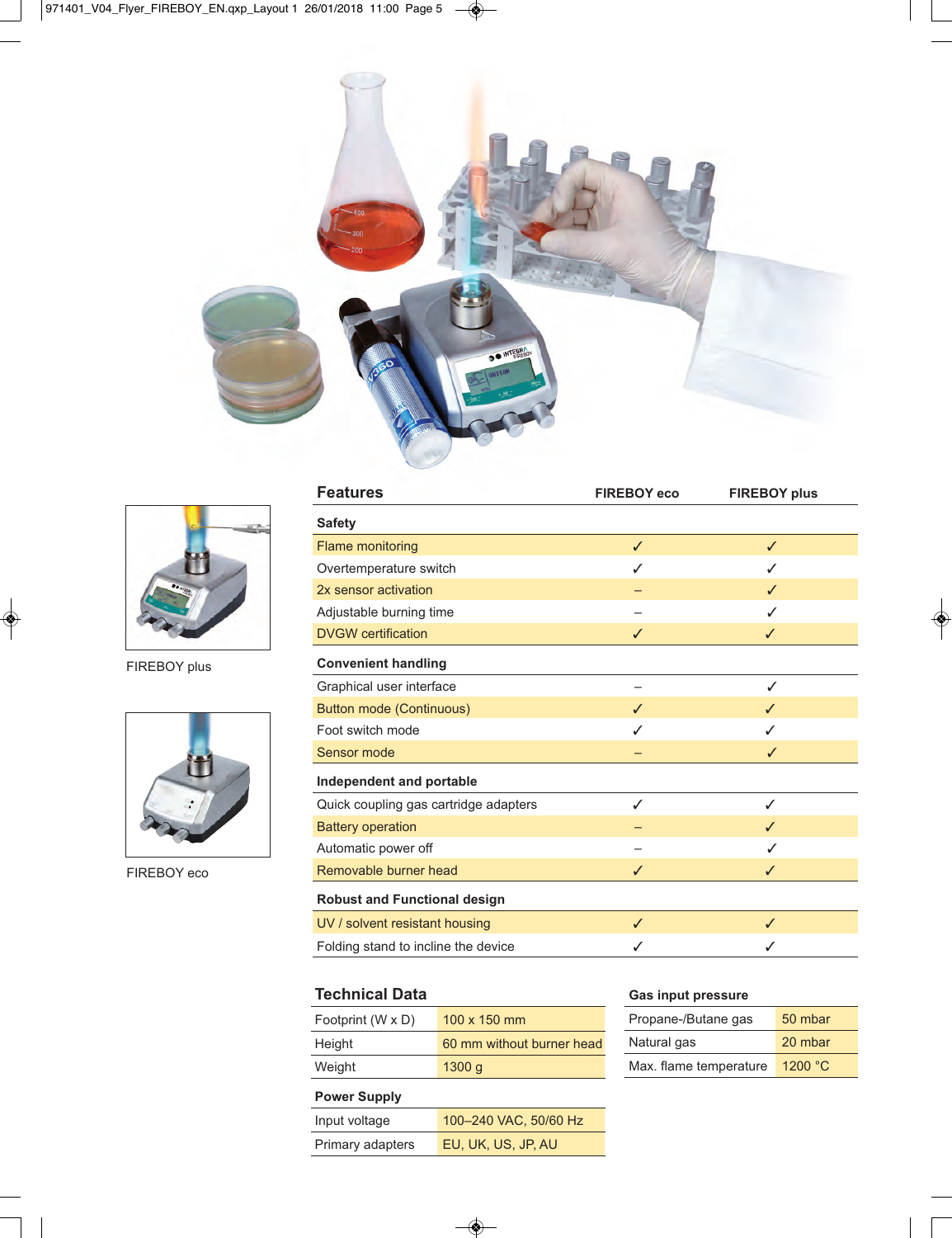FIREBOY plus

FIREBOY eco

| Features | FIREBOY eco | FIREBOY plus |
|---|---|---|
| **Safety** | | |
| Flame monitoring | ✓ | ✓ |
| Overtemperature switch | ✓ | ✓ |
| 2x sensor activation | – | ✓ |
| Adjustable burning time | – | ✓ |
| DVGW certification | ✓ | ✓ |
| **Convenient handling** | | |
| Graphical user interface | – | ✓ |
| Button mode (Continuous) | ✓ | ✓ |
| Foot switch mode | ✓ | ✓ |
| Sensor mode | – | ✓ |
| **Independent and portable** | | |
| Quick coupling gas cartridge adapters | ✓ | ✓ |
| Battery operation | – | ✓ |
| Automatic power off | – | ✓ |
| Removable burner head | ✓ | ✓ |
| **Robust and Functional design** | | |
| UV / solvent resistant housing | ✓ | ✓ |
| Folding stand to incline the device | ✓ | ✓ |

## Technical Data

| | |
|---|---|
| Footprint (W x D) | 100 x 150 mm |
| Height | 60 mm without burner head |
| Weight | 1300 g |
| **Power Supply** | |
| Input voltage | 100–240 VAC, 50/60 Hz |
| Primary adapters | EU, UK, US, JP, AU |

| Gas input pressure | |
|---|---|
| Propane-/Butane gas | 50 mbar |
| Natural gas | 20 mbar |
| Max. flame temperature | 1200 °C |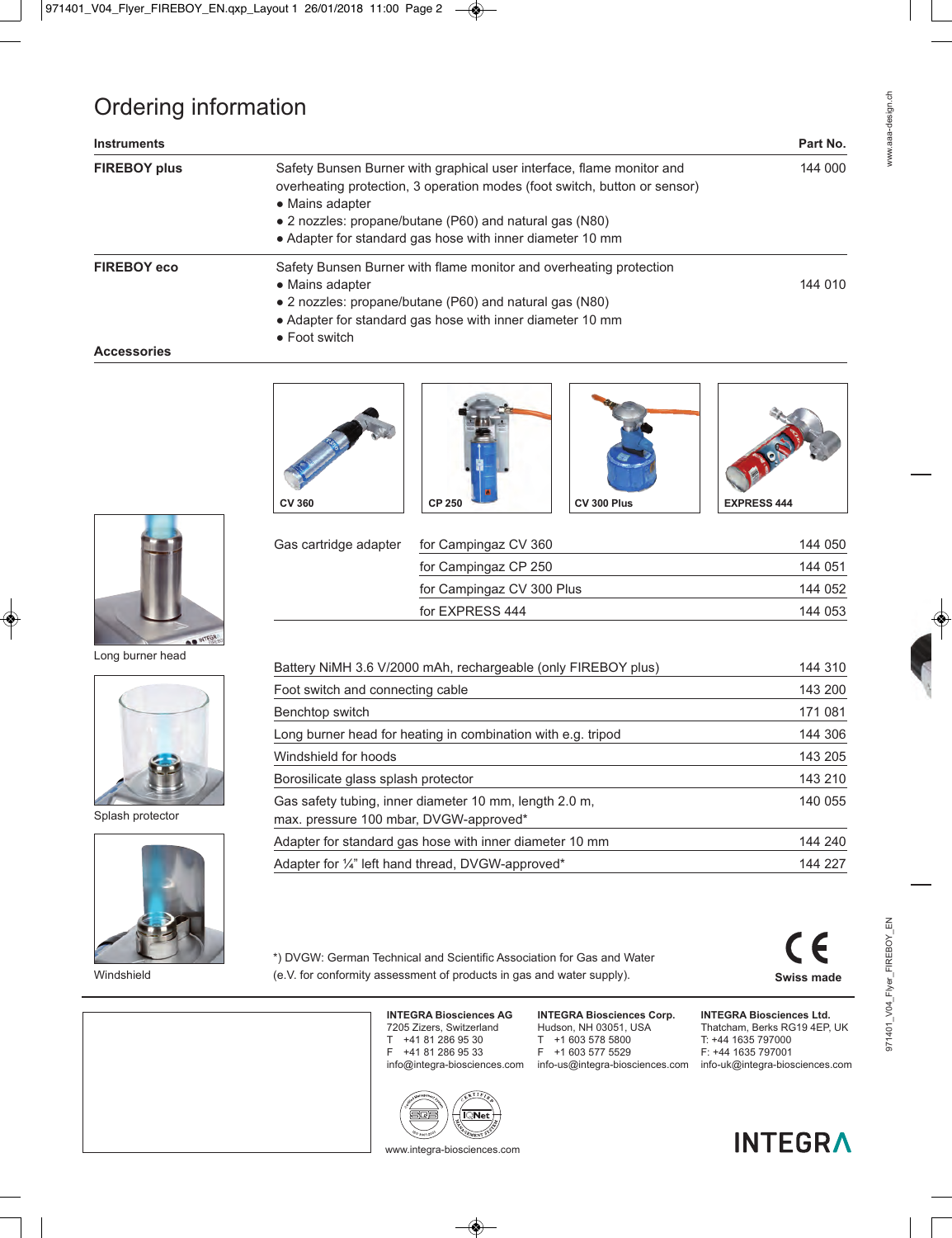# Ordering information

| Instruments | | Part No. |
|---|---|---|
| **FIREBOY plus** | Safety Bunsen Burner with graphical user interface, flame monitor and overheating protection, 3 operation modes (foot switch, button or sensor)<br>● Mains adapter<br>● 2 nozzles: propane/butane (P60) and natural gas (N80)<br>● Adapter for standard gas hose with inner diameter 10 mm | 144 000 |
| **FIREBOY eco** | Safety Bunsen Burner with flame monitor and overheating protection<br>● Mains adapter<br>● 2 nozzles: propane/butane (P60) and natural gas (N80)<br>● Adapter for standard gas hose with inner diameter 10 mm<br>● Foot switch | 144 010 |

**Accessories**

CV 360

CP 250

CV 300 Plus

EXPRESS 444

| | | |
|---|---|---|
| Gas cartridge adapter | for Campingaz CV 360 | 144 050 |
| | for Campingaz CP 250 | 144 051 |
| | for Campingaz CV 300 Plus | 144 052 |
| | for EXPRESS 444 | 144 053 |

| | |
|---|---|
| Battery NiMH 3.6 V/2000 mAh, rechargeable (only FIREBOY plus) | 144 310 |
| Foot switch and connecting cable | 143 200 |
| Benchtop switch | 171 081 |
| Long burner head for heating in combination with e.g. tripod | 144 306 |
| Windshield for hoods | 143 205 |
| Borosilicate glass splash protector | 143 210 |
| Gas safety tubing, inner diameter 10 mm, length 2.0 m, max. pressure 100 mbar, DVGW-approved* | 140 055 |
| Adapter for standard gas hose with inner diameter 10 mm | 144 240 |
| Adapter for ¼" left hand thread, DVGW-approved* | 144 227 |

Long burner head

Splash protector

Windshield

*) DVGW: German Technical and Scientific Association for Gas and Water (e.V. for conformity assessment of products in gas and water supply).

CE

Swiss made

**INTEGRA Biosciences AG**
7205 Zizers, Switzerland
T +41 81 286 95 30
F +41 81 286 95 33
info@integra-biosciences.com

**INTEGRA Biosciences Corp.**
Hudson, NH 03051, USA
T +1 603 578 5800
F +1 603 577 5529
info-us@integra-biosciences.com

**INTEGRA Biosciences Ltd.**
Thatcham, Berks RG19 4EP, UK
T: +44 1635 797000
F: +44 1635 797001
info-uk@integra-biosciences.com

www.integra-biosciences.com

INTEGRA